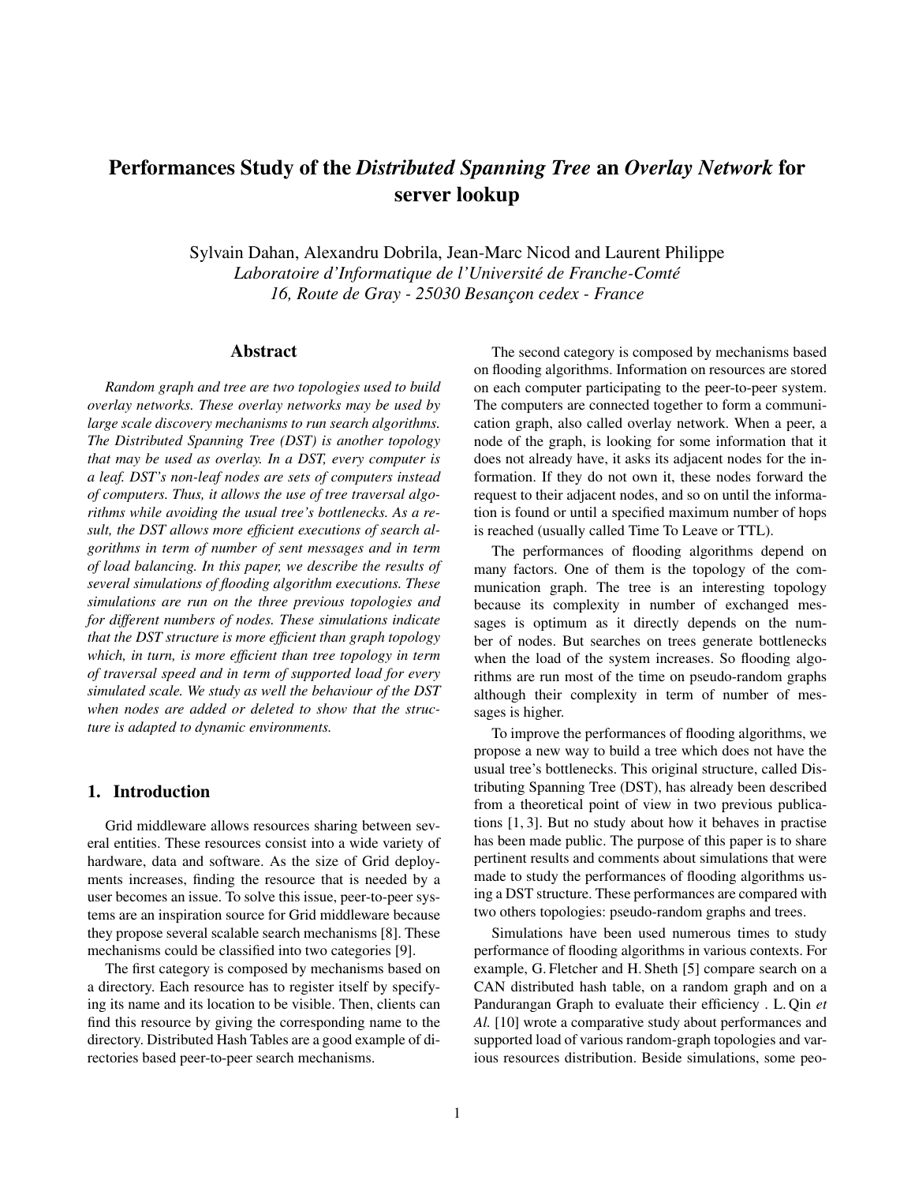# Performances Study of the *Distributed Spanning Tree* an *Overlay Network* for server lookup

Sylvain Dahan, Alexandru Dobrila, Jean-Marc Nicod and Laurent Philippe
*Laboratoire d'Informatique de l'Université de Franche-Comté*
*16, Route de Gray - 25030 Besançon cedex - France*

## Abstract

*Random graph and tree are two topologies used to build overlay networks. These overlay networks may be used by large scale discovery mechanisms to run search algorithms. The Distributed Spanning Tree (DST) is another topology that may be used as overlay. In a DST, every computer is a leaf. DST's non-leaf nodes are sets of computers instead of computers. Thus, it allows the use of tree traversal algorithms while avoiding the usual tree's bottlenecks. As a result, the DST allows more efficient executions of search algorithms in term of number of sent messages and in term of load balancing. In this paper, we describe the results of several simulations of flooding algorithm executions. These simulations are run on the three previous topologies and for different numbers of nodes. These simulations indicate that the DST structure is more efficient than graph topology which, in turn, is more efficient than tree topology in term of traversal speed and in term of supported load for every simulated scale. We study as well the behaviour of the DST when nodes are added or deleted to show that the structure is adapted to dynamic environments.*

## 1. Introduction

Grid middleware allows resources sharing between several entities. These resources consist into a wide variety of hardware, data and software. As the size of Grid deployments increases, finding the resource that is needed by a user becomes an issue. To solve this issue, peer-to-peer systems are an inspiration source for Grid middleware because they propose several scalable search mechanisms [8]. These mechanisms could be classified into two categories [9].

The first category is composed by mechanisms based on a directory. Each resource has to register itself by specifying its name and its location to be visible. Then, clients can find this resource by giving the corresponding name to the directory. Distributed Hash Tables are a good example of directories based peer-to-peer search mechanisms.

The second category is composed by mechanisms based on flooding algorithms. Information on resources are stored on each computer participating to the peer-to-peer system. The computers are connected together to form a communication graph, also called overlay network. When a peer, a node of the graph, is looking for some information that it does not already have, it asks its adjacent nodes for the information. If they do not own it, these nodes forward the request to their adjacent nodes, and so on until the information is found or until a specified maximum number of hops is reached (usually called Time To Leave or TTL).

The performances of flooding algorithms depend on many factors. One of them is the topology of the communication graph. The tree is an interesting topology because its complexity in number of exchanged messages is optimum as it directly depends on the number of nodes. But searches on trees generate bottlenecks when the load of the system increases. So flooding algorithms are run most of the time on pseudo-random graphs although their complexity in term of number of messages is higher.

To improve the performances of flooding algorithms, we propose a new way to build a tree which does not have the usual tree's bottlenecks. This original structure, called Distributing Spanning Tree (DST), has already been described from a theoretical point of view in two previous publications [1, 3]. But no study about how it behaves in practise has been made public. The purpose of this paper is to share pertinent results and comments about simulations that were made to study the performances of flooding algorithms using a DST structure. These performances are compared with two others topologies: pseudo-random graphs and trees.

Simulations have been used numerous times to study performance of flooding algorithms in various contexts. For example, G. Fletcher and H. Sheth [5] compare search on a CAN distributed hash table, on a random graph and on a Pandurangan Graph to evaluate their efficiency . L. Qin *et Al.* [10] wrote a comparative study about performances and supported load of various random-graph topologies and various resources distribution. Beside simulations, some peo-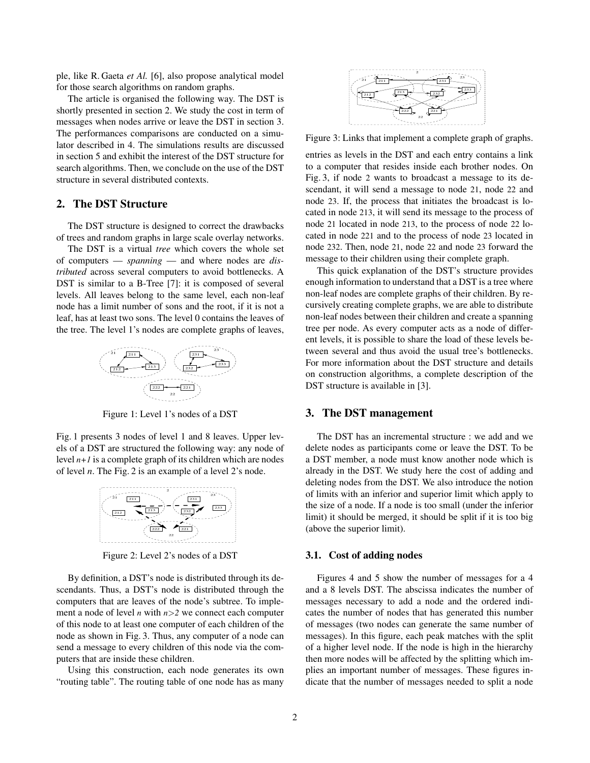ple, like R. Gaeta *et Al.* [6], also propose analytical model for those search algorithms on random graphs.

The article is organised the following way. The DST is shortly presented in section 2. We study the cost in term of messages when nodes arrive or leave the DST in section 3. The performances comparisons are conducted on a simulator described in 4. The simulations results are discussed in section 5 and exhibit the interest of the DST structure for search algorithms. Then, we conclude on the use of the DST structure in several distributed contexts.

## 2. The DST Structure

The DST structure is designed to correct the drawbacks of trees and random graphs in large scale overlay networks.

The DST is a virtual *tree* which covers the whole set of computers — *spanning* — and where nodes are *distributed* across several computers to avoid bottlenecks. A DST is similar to a B-Tree [7]: it is composed of several levels. All leaves belong to the same level, each non-leaf node has a limit number of sons and the root, if it is not a leaf, has at least two sons. The level 0 contains the leaves of the tree. The level 1's nodes are complete graphs of leaves,

Figure 1: Level 1's nodes of a DST

Fig. 1 presents 3 nodes of level 1 and 8 leaves. Upper levels of a DST are structured the following way: any node of level $n+1$ is a complete graph of its children which are nodes of level $n$. The Fig. 2 is an example of a level 2's node.

Figure 2: Level 2's nodes of a DST

By definition, a DST's node is distributed through its descendants. Thus, a DST's node is distributed through the computers that are leaves of the node's subtree. To implement a node of level $n$ with $n>2$ we connect each computer of this node to at least one computer of each children of the node as shown in Fig. 3. Thus, any computer of a node can send a message to every children of this node via the computers that are inside these children.

Using this construction, each node generates its own "routing table". The routing table of one node has as many entries as levels in the DST and each entry contains a link to a computer that resides inside each brother nodes. On Fig. 3, if node 2 wants to broadcast a message to its descendant, it will send a message to node 21, node 22 and node 23. If, the process that initiates the broadcast is located in node 213, it will send its message to the process of node 21 located in node 213, to the process of node 22 located in node 221 and to the process of node 23 located in node 232. Then, node 21, node 22 and node 23 forward the message to their children using their complete graph.

Figure 3: Links that implement a complete graph of graphs.

This quick explanation of the DST's structure provides enough information to understand that a DST is a tree where non-leaf nodes are complete graphs of their children. By recursively creating complete graphs, we are able to distribute non-leaf nodes between their children and create a spanning tree per node. As every computer acts as a node of different levels, it is possible to share the load of these levels between several and thus avoid the usual tree's bottlenecks. For more information about the DST structure and details on construction algorithms, a complete description of the DST structure is available in [3].

## 3. The DST management

The DST has an incremental structure : we add and we delete nodes as participants come or leave the DST. To be a DST member, a node must know another node which is already in the DST. We study here the cost of adding and deleting nodes from the DST. We also introduce the notion of limits with an inferior and superior limit which apply to the size of a node. If a node is too small (under the inferior limit) it should be merged, it should be split if it is too big (above the superior limit).

### 3.1. Cost of adding nodes

Figures 4 and 5 show the number of messages for a 4 and a 8 levels DST. The abscissa indicates the number of messages necessary to add a node and the ordered indicates the number of nodes that has generated this number of messages (two nodes can generate the same number of messages). In this figure, each peak matches with the split of a higher level node. If the node is high in the hierarchy then more nodes will be affected by the splitting which implies an important number of messages. These figures indicate that the number of messages needed to split a node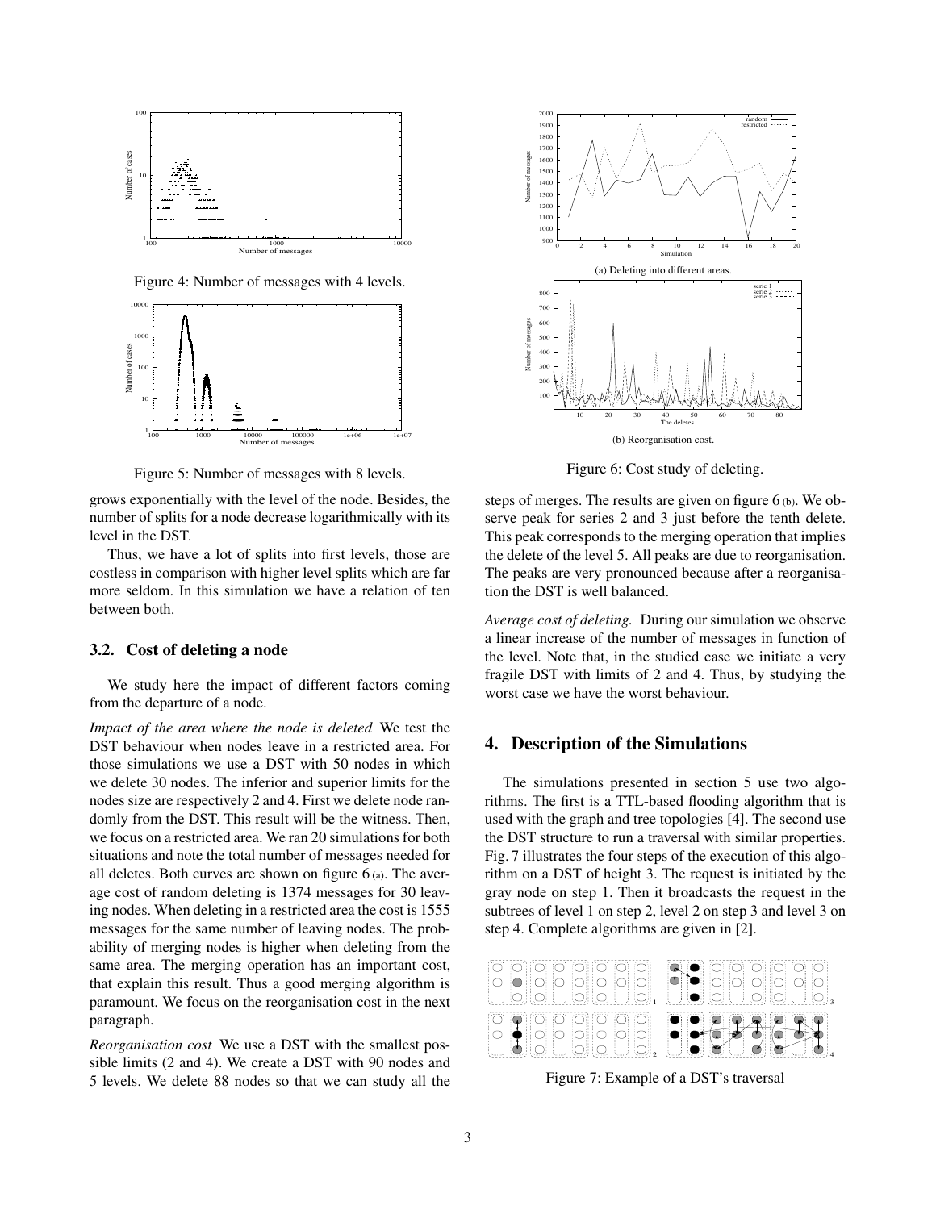Figure 4: Number of messages with 4 levels.

Figure 5: Number of messages with 8 levels.

grows exponentially with the level of the node. Besides, the number of splits for a node decrease logarithmically with its level in the DST.

Thus, we have a lot of splits into first levels, those are costless in comparison with higher level splits which are far more seldom. In this simulation we have a relation of ten between both.

### 3.2. Cost of deleting a node

We study here the impact of different factors coming from the departure of a node.

*Impact of the area where the node is deleted* We test the DST behaviour when nodes leave in a restricted area. For those simulations we use a DST with 50 nodes in which we delete 30 nodes. The inferior and superior limits for the nodes size are respectively 2 and 4. First we delete node randomly from the DST. This result will be the witness. Then, we focus on a restricted area. We ran 20 simulations for both situations and note the total number of messages needed for all deletes. Both curves are shown on figure 6 (a). The average cost of random deleting is 1374 messages for 30 leaving nodes. When deleting in a restricted area the cost is 1555 messages for the same number of leaving nodes. The probability of merging nodes is higher when deleting from the same area. The merging operation has an important cost, that explain this result. Thus a good merging algorithm is paramount. We focus on the reorganisation cost in the next paragraph.

*Reorganisation cost* We use a DST with the smallest possible limits (2 and 4). We create a DST with 90 nodes and 5 levels. We delete 88 nodes so that we can study all the steps of merges. The results are given on figure 6 (b). We observe peak for series 2 and 3 just before the tenth delete. This peak corresponds to the merging operation that implies the delete of the level 5. All peaks are due to reorganisation. The peaks are very pronounced because after a reorganisation the DST is well balanced.

*Average cost of deleting.* During our simulation we observe a linear increase of the number of messages in function of the level. Note that, in the studied case we initiate a very fragile DST with limits of 2 and 4. Thus, by studying the worst case we have the worst behaviour.

(a) Deleting into different areas.

(b) Reorganisation cost.

Figure 6: Cost study of deleting.

## 4. Description of the Simulations

The simulations presented in section 5 use two algorithms. The first is a TTL-based flooding algorithm that is used with the graph and tree topologies [4]. The second use the DST structure to run a traversal with similar properties. Fig. 7 illustrates the four steps of the execution of this algorithm on a DST of height 3. The request is initiated by the gray node on step 1. Then it broadcasts the request in the subtrees of level 1 on step 2, level 2 on step 3 and level 3 on step 4. Complete algorithms are given in [2].

Figure 7: Example of a DST's traversal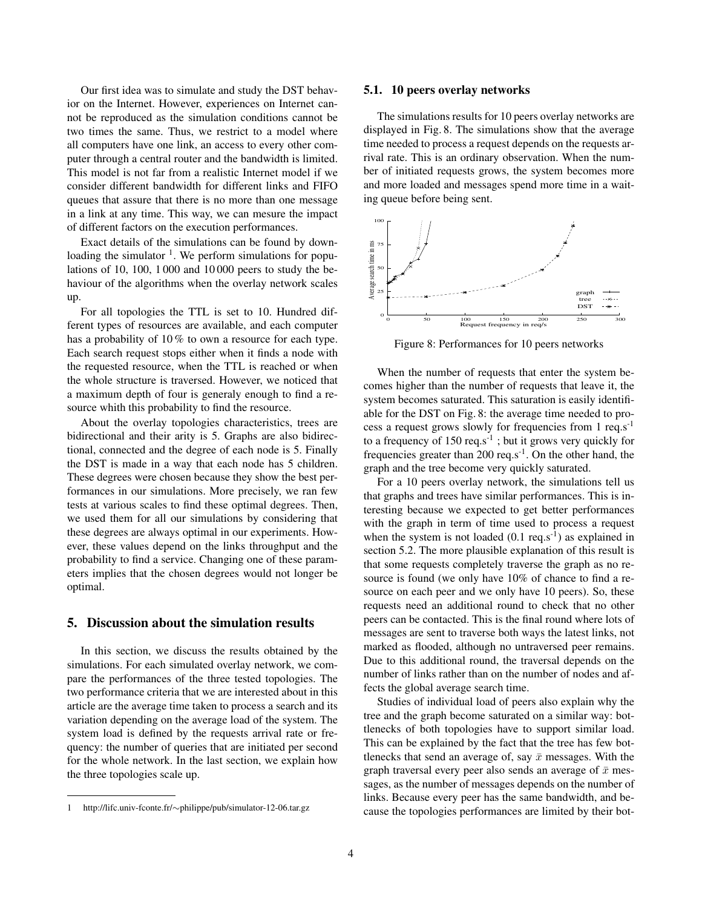Our first idea was to simulate and study the DST behavior on the Internet. However, experiences on Internet cannot be reproduced as the simulation conditions cannot be two times the same. Thus, we restrict to a model where all computers have one link, an access to every other computer through a central router and the bandwidth is limited. This model is not far from a realistic Internet model if we consider different bandwidth for different links and FIFO queues that assure that there is no more than one message in a link at any time. This way, we can mesure the impact of different factors on the execution performances.

Exact details of the simulations can be found by downloading the simulator [1]. We perform simulations for populations of 10, 100, 1 000 and 10 000 peers to study the behaviour of the algorithms when the overlay network scales up.

For all topologies the TTL is set to 10. Hundred different types of resources are available, and each computer has a probability of 10 % to own a resource for each type. Each search request stops either when it finds a node with the requested resource, when the TTL is reached or when the whole structure is traversed. However, we noticed that a maximum depth of four is generaly enough to find a resource whith this probability to find the resource.

About the overlay topologies characteristics, trees are bidirectional and their arity is 5. Graphs are also bidirectional, connected and the degree of each node is 5. Finally the DST is made in a way that each node has 5 children. These degrees were chosen because they show the best performances in our simulations. More precisely, we ran few tests at various scales to find these optimal degrees. Then, we used them for all our simulations by considering that these degrees are always optimal in our experiments. However, these values depend on the links throughput and the probability to find a service. Changing one of these parameters implies that the chosen degrees would not longer be optimal.

## 5. Discussion about the simulation results

In this section, we discuss the results obtained by the simulations. For each simulated overlay network, we compare the performances of the three tested topologies. The two performance criteria that we are interested about in this article are the average time taken to process a search and its variation depending on the average load of the system. The system load is defined by the requests arrival rate or frequency: the number of queries that are initiated per second for the whole network. In the last section, we explain how the three topologies scale up.

[1] http://lifc.univ-fconte.fr/∼philippe/pub/simulator-12-06.tar.gz

### 5.1. 10 peers overlay networks

The simulations results for 10 peers overlay networks are displayed in Fig. 8. The simulations show that the average time needed to process a request depends on the requests arrival rate. This is an ordinary observation. When the number of initiated requests grows, the system becomes more and more loaded and messages spend more time in a waiting queue before being sent.

Figure 8: Performances for 10 peers networks

When the number of requests that enter the system becomes higher than the number of requests that leave it, the system becomes saturated. This saturation is easily identifiable for the DST on Fig. 8: the average time needed to process a request grows slowly for frequencies from 1 req.s$^{-1}$ to a frequency of 150 req.s$^{-1}$ ; but it grows very quickly for frequencies greater than 200 req.s$^{-1}$. On the other hand, the graph and the tree become very quickly saturated.

For a 10 peers overlay network, the simulations tell us that graphs and trees have similar performances. This is interesting because we expected to get better performances with the graph in term of time used to process a request when the system is not loaded (0.1 req.s$^{-1}$) as explained in section 5.2. The more plausible explanation of this result is that some requests completely traverse the graph as no resource is found (we only have 10% of chance to find a resource on each peer and we only have 10 peers). So, these requests need an additional round to check that no other peers can be contacted. This is the final round where lots of messages are sent to traverse both ways the latest links, not marked as flooded, although no untraversed peer remains. Due to this additional round, the traversal depends on the number of links rather than on the number of nodes and affects the global average search time.

Studies of individual load of peers also explain why the tree and the graph become saturated on a similar way: bottlenecks of both topologies have to support similar load. This can be explained by the fact that the tree has few bottlenecks that send an average of, say $\bar{x}$ messages. With the graph traversal every peer also sends an average of $\bar{x}$ messages, as the number of messages depends on the number of links. Because every peer has the same bandwidth, and because the topologies performances are limited by their bot-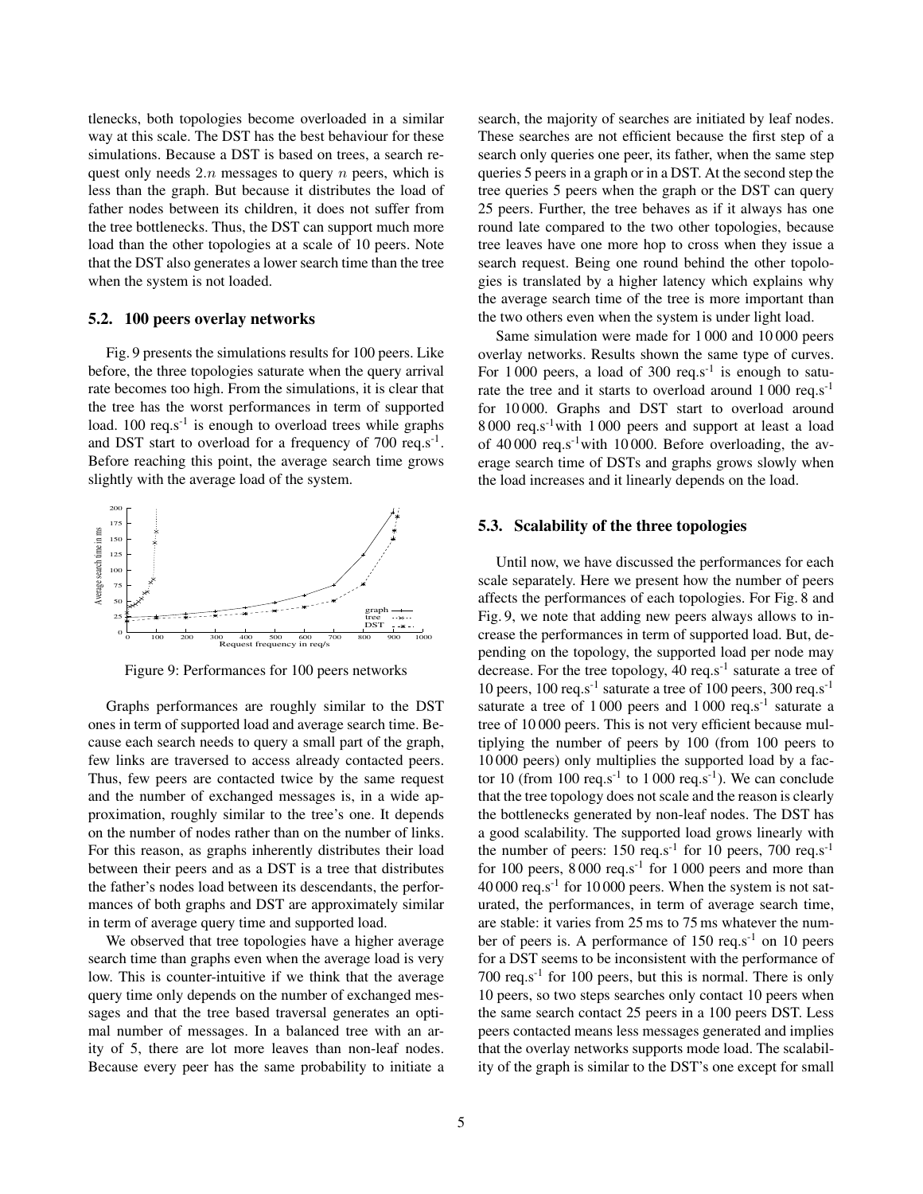tlenecks, both topologies become overloaded in a similar way at this scale. The DST has the best behaviour for these simulations. Because a DST is based on trees, a search request only needs $2.n$ messages to query $n$ peers, which is less than the graph. But because it distributes the load of father nodes between its children, it does not suffer from the tree bottlenecks. Thus, the DST can support much more load than the other topologies at a scale of 10 peers. Note that the DST also generates a lower search time than the tree when the system is not loaded.

### 5.2. 100 peers overlay networks

Fig. 9 presents the simulations results for 100 peers. Like before, the three topologies saturate when the query arrival rate becomes too high. From the simulations, it is clear that the tree has the worst performances in term of supported load. 100 req.s$^{-1}$ is enough to overload trees while graphs and DST start to overload for a frequency of 700 req.s$^{-1}$. Before reaching this point, the average search time grows slightly with the average load of the system.

Figure 9: Performances for 100 peers networks

Graphs performances are roughly similar to the DST ones in term of supported load and average search time. Because each search needs to query a small part of the graph, few links are traversed to access already contacted peers. Thus, few peers are contacted twice by the same request and the number of exchanged messages is, in a wide approximation, roughly similar to the tree's one. It depends on the number of nodes rather than on the number of links. For this reason, as graphs inherently distributes their load between their peers and as a DST is a tree that distributes the father's nodes load between its descendants, the performances of both graphs and DST are approximately similar in term of average query time and supported load.

We observed that tree topologies have a higher average search time than graphs even when the average load is very low. This is counter-intuitive if we think that the average query time only depends on the number of exchanged messages and that the tree based traversal generates an optimal number of messages. In a balanced tree with an arity of 5, there are lot more leaves than non-leaf nodes. Because every peer has the same probability to initiate a search, the majority of searches are initiated by leaf nodes. These searches are not efficient because the first step of a search only queries one peer, its father, when the same step queries 5 peers in a graph or in a DST. At the second step the tree queries 5 peers when the graph or the DST can query 25 peers. Further, the tree behaves as if it always has one round late compared to the two other topologies, because tree leaves have one more hop to cross when they issue a search request. Being one round behind the other topologies is translated by a higher latency which explains why the average search time of the tree is more important than the two others even when the system is under light load.

Same simulation were made for 1 000 and 10 000 peers overlay networks. Results shown the same type of curves. For 1 000 peers, a load of 300 req.s$^{-1}$ is enough to saturate the tree and it starts to overload around 1 000 req.s$^{-1}$ for 10 000. Graphs and DST start to overload around 8 000 req.s$^{-1}$ with 1 000 peers and support at least a load of 40 000 req.s$^{-1}$ with 10 000. Before overloading, the average search time of DSTs and graphs grows slowly when the load increases and it linearly depends on the load.

### 5.3. Scalability of the three topologies

Until now, we have discussed the performances for each scale separately. Here we present how the number of peers affects the performances of each topologies. For Fig. 8 and Fig. 9, we note that adding new peers always allows to increase the performances in term of supported load. But, depending on the topology, the supported load per node may decrease. For the tree topology, 40 req.s$^{-1}$ saturate a tree of 10 peers, 100 req.s$^{-1}$ saturate a tree of 100 peers, 300 req.s$^{-1}$ saturate a tree of 1 000 peers and 1 000 req.s$^{-1}$ saturate a tree of 10 000 peers. This is not very efficient because multiplying the number of peers by 100 (from 100 peers to 10 000 peers) only multiplies the supported load by a factor 10 (from 100 req.s$^{-1}$ to 1 000 req.s$^{-1}$). We can conclude that the tree topology does not scale and the reason is clearly the bottlenecks generated by non-leaf nodes. The DST has a good scalability. The supported load grows linearly with the number of peers: 150 req.s$^{-1}$ for 10 peers, 700 req.s$^{-1}$ for 100 peers, 8 000 req.s$^{-1}$ for 1 000 peers and more than 40 000 req.s$^{-1}$ for 10 000 peers. When the system is not saturated, the performances, in term of average search time, are stable: it varies from 25 ms to 75 ms whatever the number of peers is. A performance of 150 req.s$^{-1}$ on 10 peers for a DST seems to be inconsistent with the performance of 700 req.s$^{-1}$ for 100 peers, but this is normal. There is only 10 peers, so two steps searches only contact 10 peers when the same search contact 25 peers in a 100 peers DST. Less peers contacted means less messages generated and implies that the overlay networks supports mode load. The scalability of the graph is similar to the DST's one except for small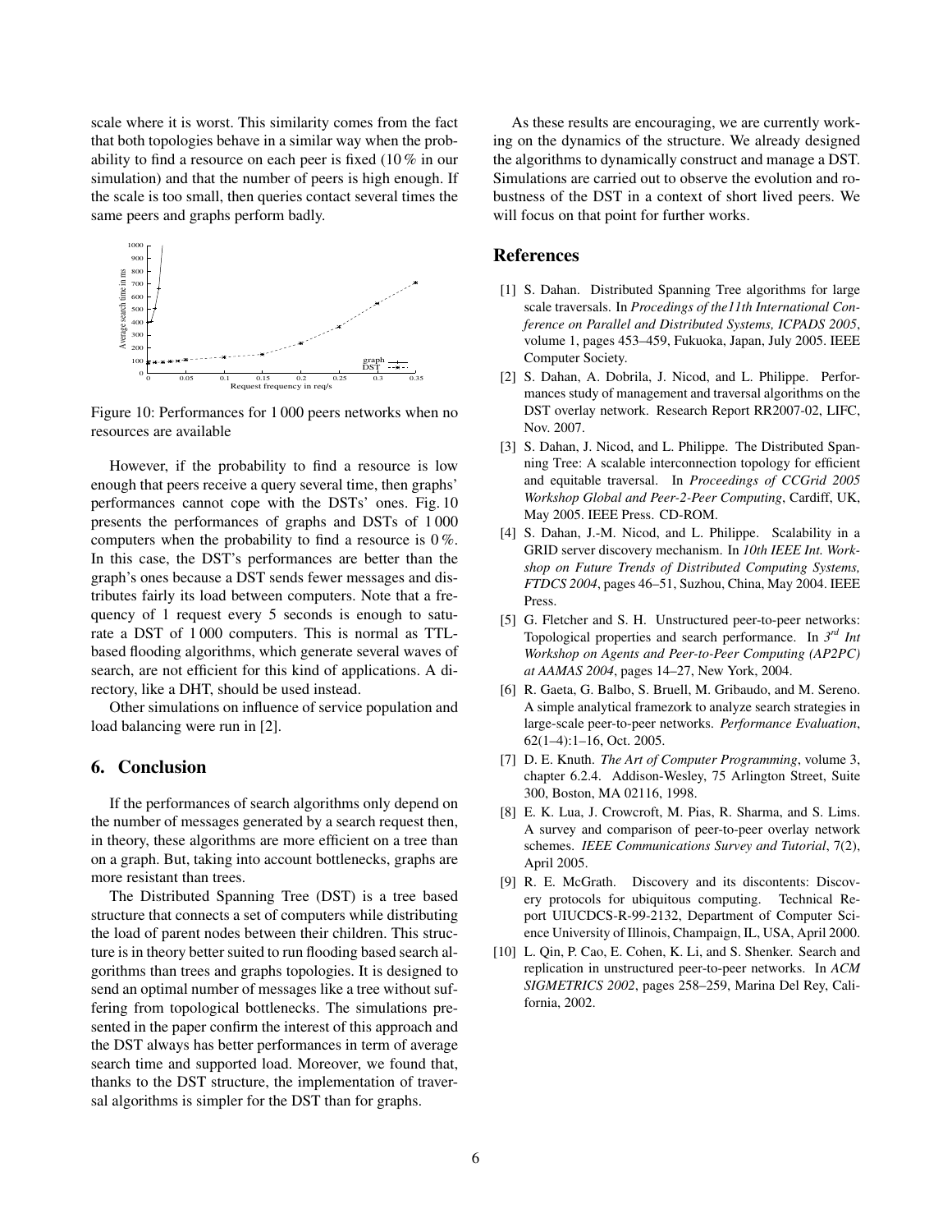scale where it is worst. This similarity comes from the fact that both topologies behave in a similar way when the probability to find a resource on each peer is fixed (10 % in our simulation) and that the number of peers is high enough. If the scale is too small, then queries contact several times the same peers and graphs perform badly.

1000
900
800
700
600
500
400
300
200
100
0
Average search time in ms
0 0.05 0.1 0.15 0.2 0.25 0.3 0.35
Request frequency in req/s
graph
DST

Figure 10: Performances for 1 000 peers networks when no resources are available

However, if the probability to find a resource is low enough that peers receive a query several time, then graphs' performances cannot cope with the DSTs' ones. Fig. 10 presents the performances of graphs and DSTs of 1 000 computers when the probability to find a resource is 0 %. In this case, the DST's performances are better than the graph's ones because a DST sends fewer messages and distributes fairly its load between computers. Note that a frequency of 1 request every 5 seconds is enough to saturate a DST of 1 000 computers. This is normal as TTL-based flooding algorithms, which generate several waves of search, are not efficient for this kind of applications. A directory, like a DHT, should be used instead.

Other simulations on influence of service population and load balancing were run in [2].

## 6. Conclusion

If the performances of search algorithms only depend on the number of messages generated by a search request then, in theory, these algorithms are more efficient on a tree than on a graph. But, taking into account bottlenecks, graphs are more resistant than trees.

The Distributed Spanning Tree (DST) is a tree based structure that connects a set of computers while distributing the load of parent nodes between their children. This structure is in theory better suited to run flooding based search algorithms than trees and graphs topologies. It is designed to send an optimal number of messages like a tree without suffering from topological bottlenecks. The simulations presented in the paper confirm the interest of this approach and the DST always has better performances in term of average search time and supported load. Moreover, we found that, thanks to the DST structure, the implementation of traversal algorithms is simpler for the DST than for graphs.

As these results are encouraging, we are currently working on the dynamics of the structure. We already designed the algorithms to dynamically construct and manage a DST. Simulations are carried out to observe the evolution and robustness of the DST in a context of short lived peers. We will focus on that point for further works.

## References

[1] S. Dahan. Distributed Spanning Tree algorithms for large scale traversals. In *Procedings of the11th International Conference on Parallel and Distributed Systems, ICPADS 2005*, volume 1, pages 453–459, Fukuoka, Japan, July 2005. IEEE Computer Society.

[2] S. Dahan, A. Dobrila, J. Nicod, and L. Philippe. Performances study of management and traversal algorithms on the DST overlay network. Research Report RR2007-02, LIFC, Nov. 2007.

[3] S. Dahan, J. Nicod, and L. Philippe. The Distributed Spanning Tree: A scalable interconnection topology for efficient and equitable traversal. In *Proceedings of CCGrid 2005 Workshop Global and Peer-2-Peer Computing*, Cardiff, UK, May 2005. IEEE Press. CD-ROM.

[4] S. Dahan, J.-M. Nicod, and L. Philippe. Scalability in a GRID server discovery mechanism. In *10th IEEE Int. Workshop on Future Trends of Distributed Computing Systems, FTDCS 2004*, pages 46–51, Suzhou, China, May 2004. IEEE Press.

[5] G. Fletcher and S. H. Unstructured peer-to-peer networks: Topological properties and search performance. In *3rd Int Workshop on Agents and Peer-to-Peer Computing (AP2PC) at AAMAS 2004*, pages 14–27, New York, 2004.

[6] R. Gaeta, G. Balbo, S. Bruell, M. Gribaudo, and M. Sereno. A simple analytical framezork to analyze search strategies in large-scale peer-to-peer networks. *Performance Evaluation*, 62(1–4):1–16, Oct. 2005.

[7] D. E. Knuth. *The Art of Computer Programming*, volume 3, chapter 6.2.4. Addison-Wesley, 75 Arlington Street, Suite 300, Boston, MA 02116, 1998.

[8] E. K. Lua, J. Crowcroft, M. Pias, R. Sharma, and S. Lims. A survey and comparison of peer-to-peer overlay network schemes. *IEEE Communications Survey and Tutorial*, 7(2), April 2005.

[9] R. E. McGrath. Discovery and its discontents: Discovery protocols for ubiquitous computing. Technical Report UIUCDCS-R-99-2132, Department of Computer Science University of Illinois, Champaign, IL, USA, April 2000.

[10] L. Qin, P. Cao, E. Cohen, K. Li, and S. Shenker. Search and replication in unstructured peer-to-peer networks. In *ACM SIGMETRICS 2002*, pages 258–259, Marina Del Rey, California, 2002.